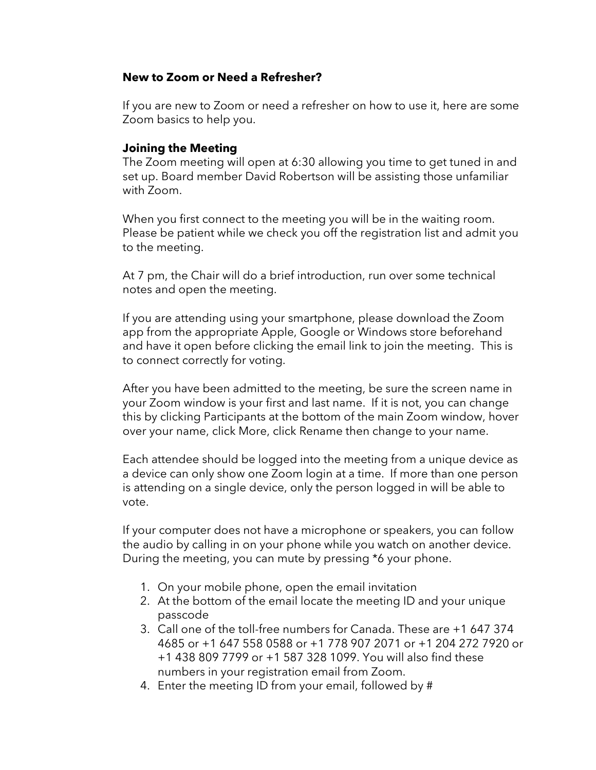**New to Zoom or Need a Refresher?**

If you are new to Zoom or need a refresher on how to use it, here are some Zoom basics to help you.

**Joining the Meeting**

The Zoom meeting will open at 6:30 allowing you time to get tuned in and set up. Board member David Robertson will be assisting those unfamiliar with Zoom.

When you first connect to the meeting you will be in the waiting room. Please be patient while we check you off the registration list and admit you to the meeting.

At 7 pm, the Chair will do a brief introduction, run over some technical notes and open the meeting.

If you are attending using your smartphone, please download the Zoom app from the appropriate Apple, Google or Windows store beforehand and have it open before clicking the email link to join the meeting. This is to connect correctly for voting.

After you have been admitted to the meeting, be sure the screen name in your Zoom window is your first and last name. If it is not, you can change this by clicking Participants at the bottom of the main Zoom window, hover over your name, click More, click Rename then change to your name.

Each attendee should be logged into the meeting from a unique device as a device can only show one Zoom login at a time. If more than one person is attending on a single device, only the person logged in will be able to vote.

If your computer does not have a microphone or speakers, you can follow the audio by calling in on your phone while you watch on another device. During the meeting, you can mute by pressing *6 your phone.

1. On your mobile phone, open the email invitation
2. At the bottom of the email locate the meeting ID and your unique passcode
3. Call one of the toll-free numbers for Canada. These are +1 647 374 4685 or +1 647 558 0588 or +1 778 907 2071 or +1 204 272 7920 or +1 438 809 7799 or +1 587 328 1099. You will also find these numbers in your registration email from Zoom.
4. Enter the meeting ID from your email, followed by #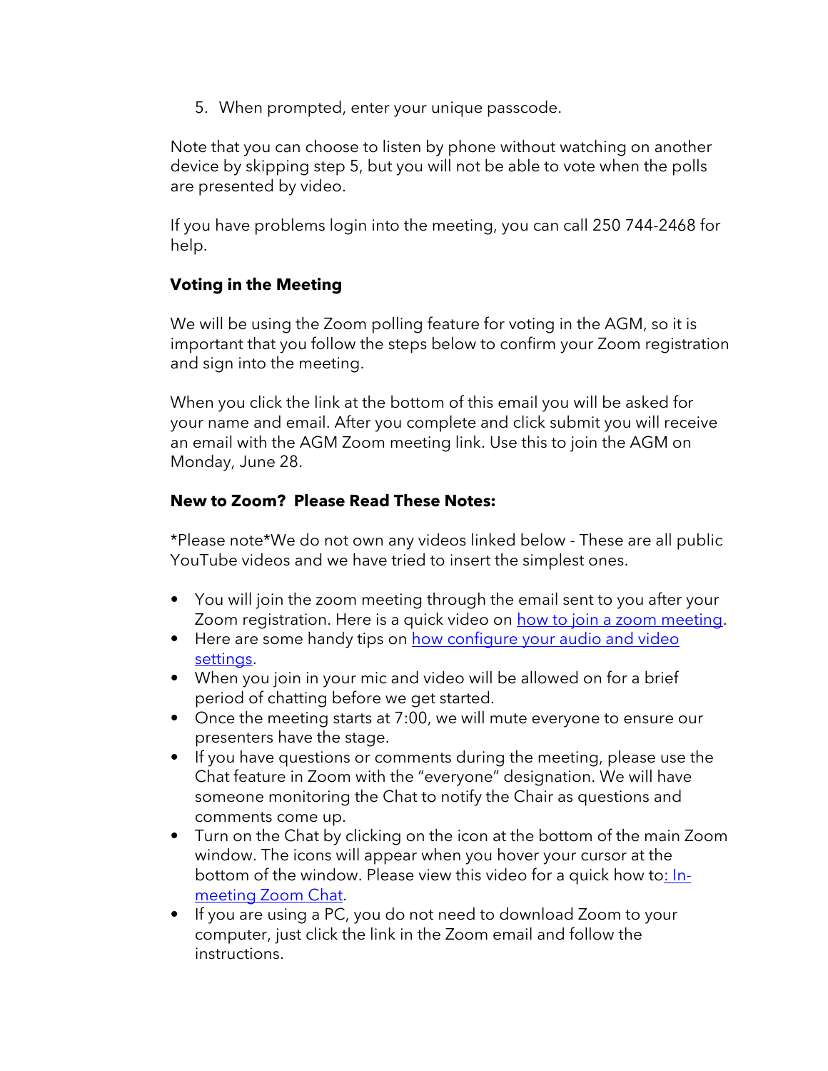5. When prompted, enter your unique passcode.

Note that you can choose to listen by phone without watching on another device by skipping step 5, but you will not be able to vote when the polls are presented by video.

If you have problems login into the meeting, you can call 250 744-2468 for help.

**Voting in the Meeting**

We will be using the Zoom polling feature for voting in the AGM, so it is important that you follow the steps below to confirm your Zoom registration and sign into the meeting.

When you click the link at the bottom of this email you will be asked for your name and email. After you complete and click submit you will receive an email with the AGM Zoom meeting link. Use this to join the AGM on Monday, June 28.

**New to Zoom? Please Read These Notes:**

*Please note*We do not own any videos linked below - These are all public YouTube videos and we have tried to insert the simplest ones.

- You will join the zoom meeting through the email sent to you after your Zoom registration. Here is a quick video on how to join a zoom meeting.
- Here are some handy tips on how configure your audio and video settings.
- When you join in your mic and video will be allowed on for a brief period of chatting before we get started.
- Once the meeting starts at 7:00, we will mute everyone to ensure our presenters have the stage.
- If you have questions or comments during the meeting, please use the Chat feature in Zoom with the "everyone" designation. We will have someone monitoring the Chat to notify the Chair as questions and comments come up.
- Turn on the Chat by clicking on the icon at the bottom of the main Zoom window. The icons will appear when you hover your cursor at the bottom of the window. Please view this video for a quick how to: In-meeting Zoom Chat.
- If you are using a PC, you do not need to download Zoom to your computer, just click the link in the Zoom email and follow the instructions.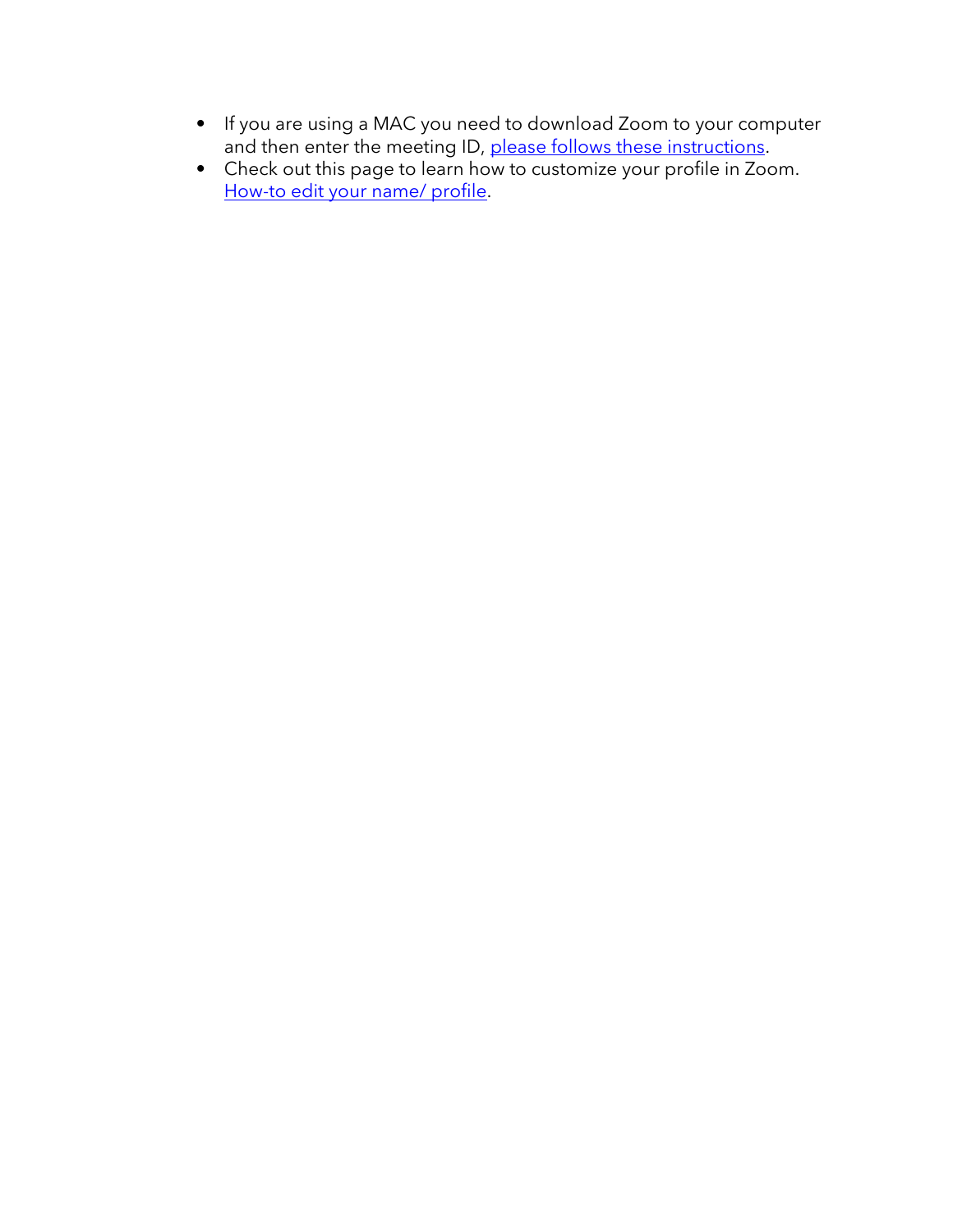- If you are using a MAC you need to download Zoom to your computer and then enter the meeting ID, please follows these instructions.
- Check out this page to learn how to customize your profile in Zoom. How-to edit your name/ profile.